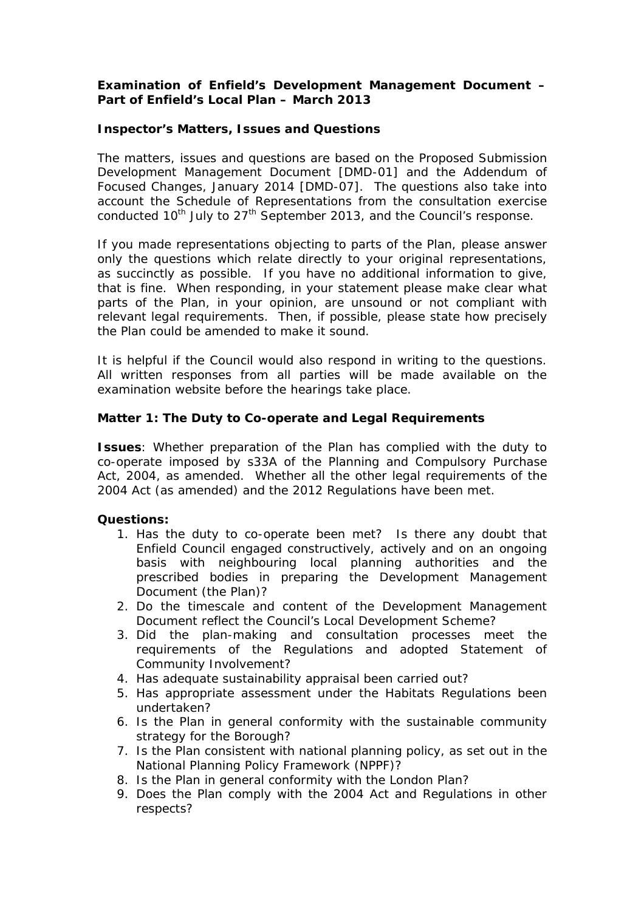**Examination of Enfield's Development Management Document – Part of Enfield's Local Plan – March 2013**

**Inspector's Matters, Issues and Questions**

The matters, issues and questions are based on the Proposed Submission Development Management Document [DMD-01] and the Addendum of Focused Changes, January 2014 [DMD-07]. The questions also take into account the Schedule of Representations from the consultation exercise conducted 10th July to 27th September 2013, and the Council's response.

If you made representations objecting to parts of the Plan, please answer only the questions which relate directly to your original representations, as succinctly as possible. If you have no additional information to give, that is fine. When responding, in your statement please make clear what parts of the Plan, in your opinion, are unsound or not compliant with relevant legal requirements. Then, if possible, please state how precisely the Plan could be amended to make it sound.

It is helpful if the Council would also respond in writing to the questions. All written responses from all parties will be made available on the examination website before the hearings take place.

**Matter 1: The Duty to Co-operate and Legal Requirements**

**Issues**: Whether preparation of the Plan has complied with the duty to co-operate imposed by s33A of the Planning and Compulsory Purchase Act, 2004, as amended. Whether all the other legal requirements of the 2004 Act (as amended) and the 2012 Regulations have been met.

**Questions:**

1. Has the duty to co-operate been met? Is there any doubt that Enfield Council engaged constructively, actively and on an ongoing basis with neighbouring local planning authorities and the prescribed bodies in preparing the Development Management Document (the Plan)?
2. Do the timescale and content of the Development Management Document reflect the Council's Local Development Scheme?
3. Did the plan-making and consultation processes meet the requirements of the Regulations and adopted Statement of Community Involvement?
4. Has adequate sustainability appraisal been carried out?
5. Has appropriate assessment under the Habitats Regulations been undertaken?
6. Is the Plan in general conformity with the sustainable community strategy for the Borough?
7. Is the Plan consistent with national planning policy, as set out in the National Planning Policy Framework (NPPF)?
8. Is the Plan in general conformity with the London Plan?
9. Does the Plan comply with the 2004 Act and Regulations in other respects?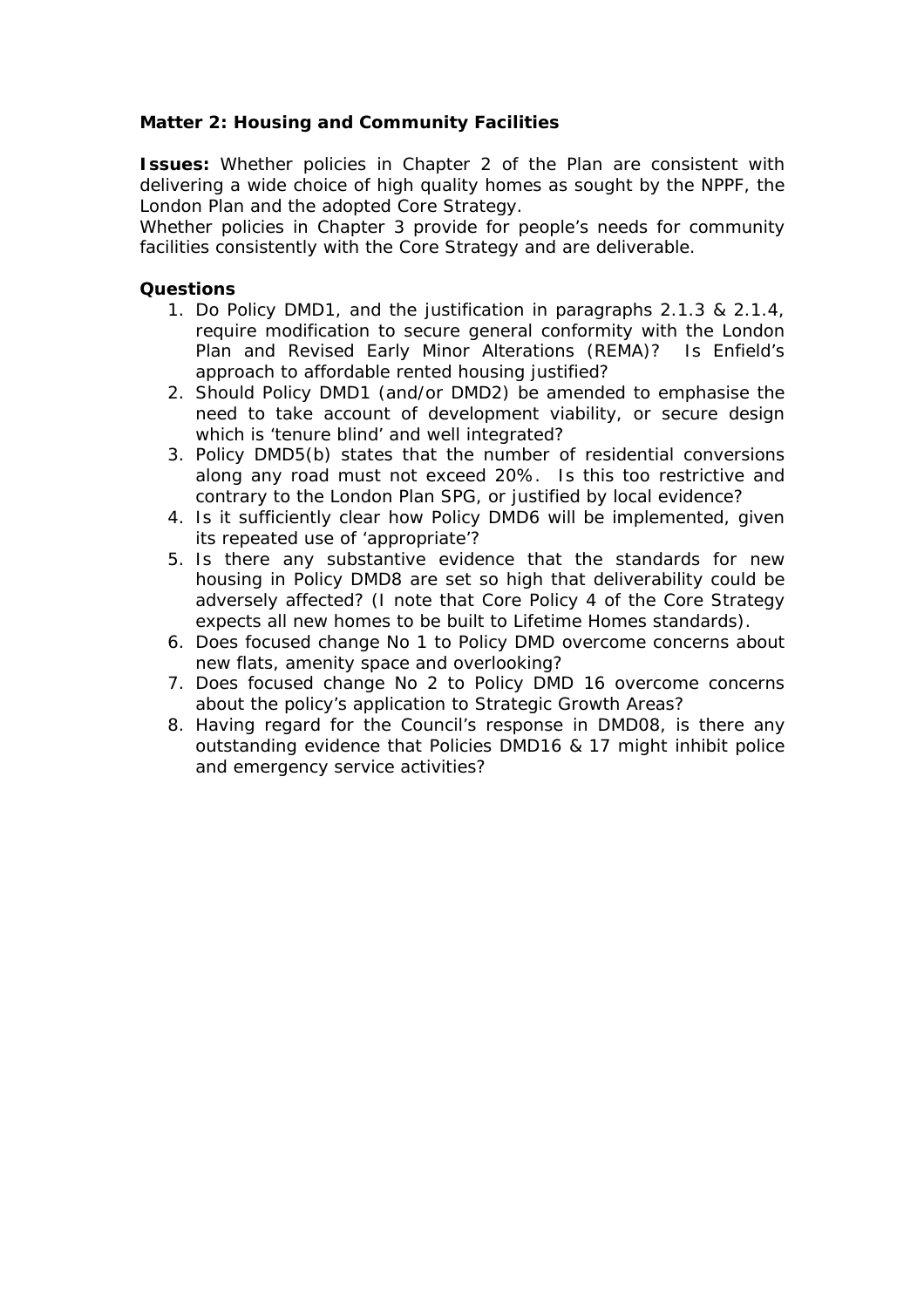**Matter 2: Housing and Community Facilities**

**Issues:** Whether policies in Chapter 2 of the Plan are consistent with delivering a wide choice of high quality homes as sought by the NPPF, the London Plan and the adopted Core Strategy.
Whether policies in Chapter 3 provide for people's needs for community facilities consistently with the Core Strategy and are deliverable.

**Questions**

1. Do Policy DMD1, and the justification in paragraphs 2.1.3 & 2.1.4, require modification to secure general conformity with the London Plan and Revised Early Minor Alterations (REMA)? Is Enfield's approach to affordable rented housing justified?
2. Should Policy DMD1 (and/or DMD2) be amended to emphasise the need to take account of development viability, or secure design which is 'tenure blind' and well integrated?
3. Policy DMD5(b) states that the number of residential conversions along any road must not exceed 20%. Is this too restrictive and contrary to the London Plan SPG, or justified by local evidence?
4. Is it sufficiently clear how Policy DMD6 will be implemented, given its repeated use of 'appropriate'?
5. Is there any substantive evidence that the standards for new housing in Policy DMD8 are set so high that deliverability could be adversely affected? (I note that Core Policy 4 of the Core Strategy expects all new homes to be built to Lifetime Homes standards).
6. Does focused change No 1 to Policy DMD overcome concerns about new flats, amenity space and overlooking?
7. Does focused change No 2 to Policy DMD 16 overcome concerns about the policy's application to Strategic Growth Areas?
8. Having regard for the Council's response in DMD08, is there any outstanding evidence that Policies DMD16 & 17 might inhibit police and emergency service activities?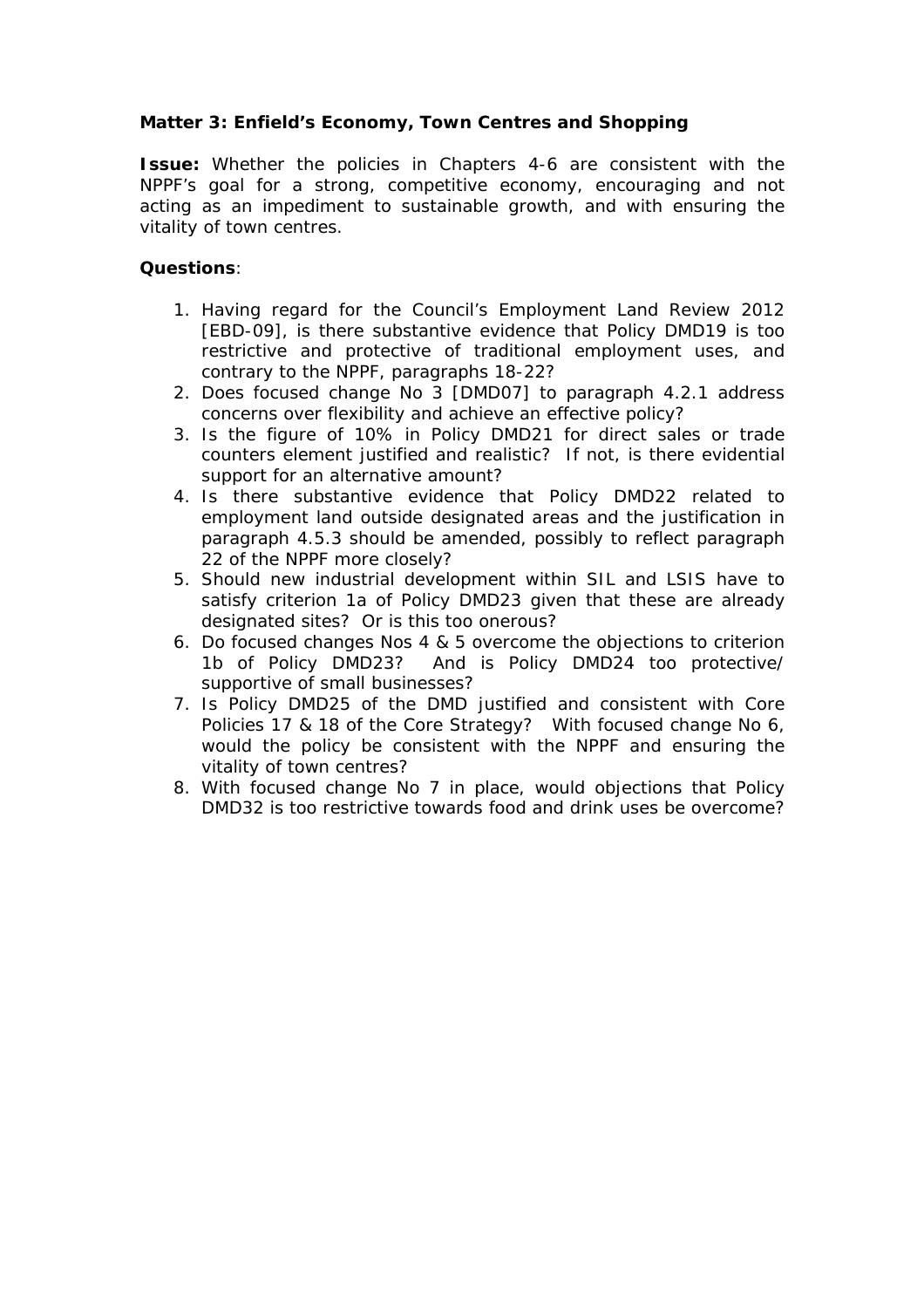**Matter 3: Enfield's Economy, Town Centres and Shopping**

**Issue:** Whether the policies in Chapters 4-6 are consistent with the NPPF's goal for a strong, competitive economy, encouraging and not acting as an impediment to sustainable growth, and with ensuring the vitality of town centres.

**Questions**:

1. Having regard for the Council's Employment Land Review 2012 [EBD-09], is there substantive evidence that Policy DMD19 is too restrictive and protective of traditional employment uses, and contrary to the NPPF, paragraphs 18-22?
2. Does focused change No 3 [DMD07] to paragraph 4.2.1 address concerns over flexibility and achieve an effective policy?
3. Is the figure of 10% in Policy DMD21 for direct sales or trade counters element justified and realistic? If not, is there evidential support for an alternative amount?
4. Is there substantive evidence that Policy DMD22 related to employment land outside designated areas and the justification in paragraph 4.5.3 should be amended, possibly to reflect paragraph 22 of the NPPF more closely?
5. Should new industrial development within SIL and LSIS have to satisfy criterion 1a of Policy DMD23 given that these are already designated sites? Or is this too onerous?
6. Do focused changes Nos 4 & 5 overcome the objections to criterion 1b of Policy DMD23? And is Policy DMD24 too protective/ supportive of small businesses?
7. Is Policy DMD25 of the DMD justified and consistent with Core Policies 17 & 18 of the Core Strategy? With focused change No 6, would the policy be consistent with the NPPF and ensuring the vitality of town centres?
8. With focused change No 7 in place, would objections that Policy DMD32 is too restrictive towards food and drink uses be overcome?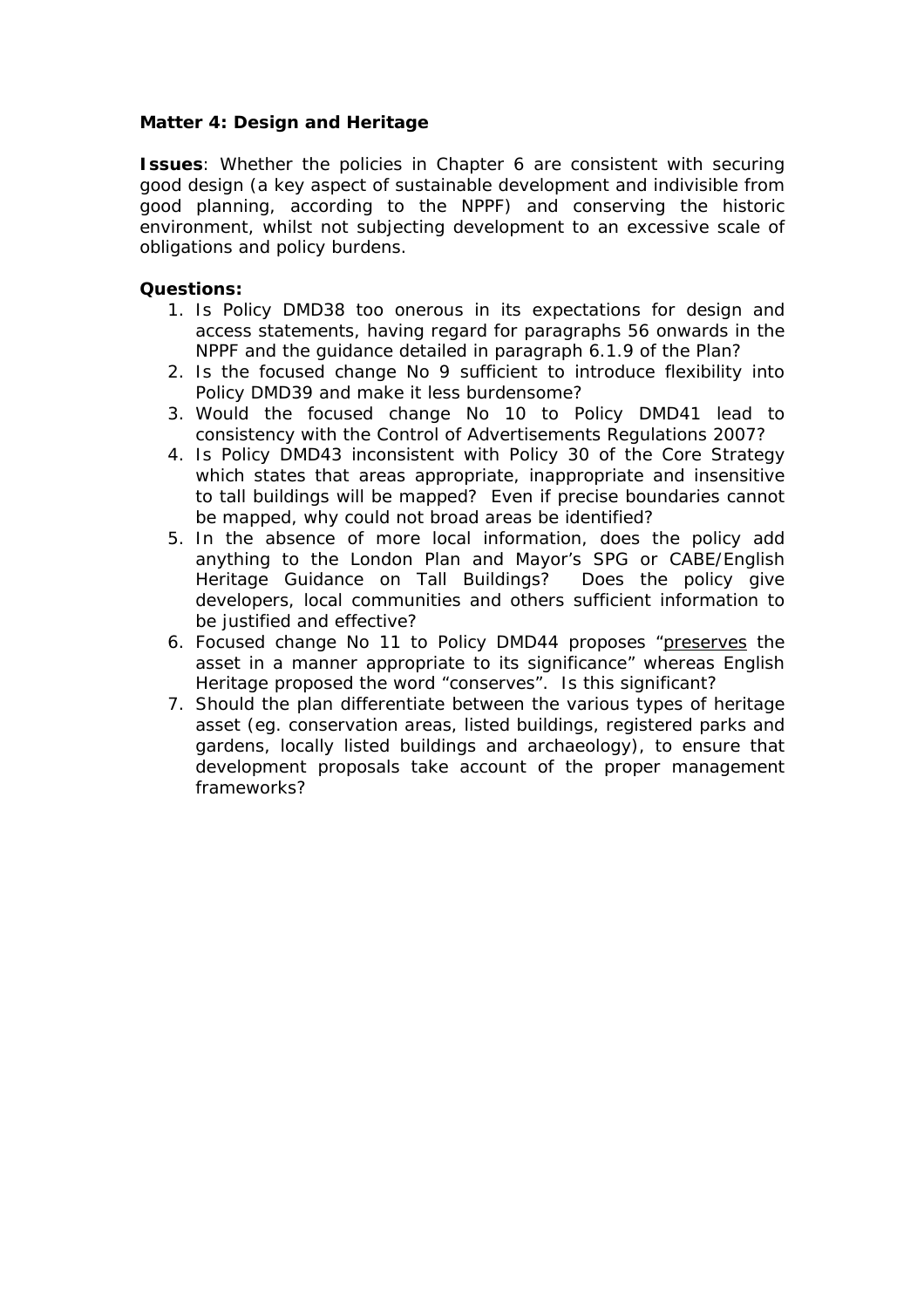**Matter 4: Design and Heritage**

**Issues**: Whether the policies in Chapter 6 are consistent with securing good design (a key aspect of sustainable development and indivisible from good planning, according to the NPPF) and conserving the historic environment, whilst not subjecting development to an excessive scale of obligations and policy burdens.

**Questions:**

1. Is Policy DMD38 too onerous in its expectations for design and access statements, having regard for paragraphs 56 onwards in the NPPF and the guidance detailed in paragraph 6.1.9 of the Plan?
2. Is the focused change No 9 sufficient to introduce flexibility into Policy DMD39 and make it less burdensome?
3. Would the focused change No 10 to Policy DMD41 lead to consistency with the Control of Advertisements Regulations 2007?
4. Is Policy DMD43 inconsistent with Policy 30 of the Core Strategy which states that areas appropriate, inappropriate and insensitive to tall buildings will be mapped? Even if precise boundaries cannot be mapped, why could not broad areas be identified?
5. In the absence of more local information, does the policy add anything to the London Plan and Mayor's SPG or CABE/English Heritage Guidance on Tall Buildings? Does the policy give developers, local communities and others sufficient information to be justified and effective?
6. Focused change No 11 to Policy DMD44 proposes "<u>preserves</u> the asset in a manner appropriate to its significance" whereas English Heritage proposed the word "conserves". Is this significant?
7. Should the plan differentiate between the various types of heritage asset (eg. conservation areas, listed buildings, registered parks and gardens, locally listed buildings and archaeology), to ensure that development proposals take account of the proper management frameworks?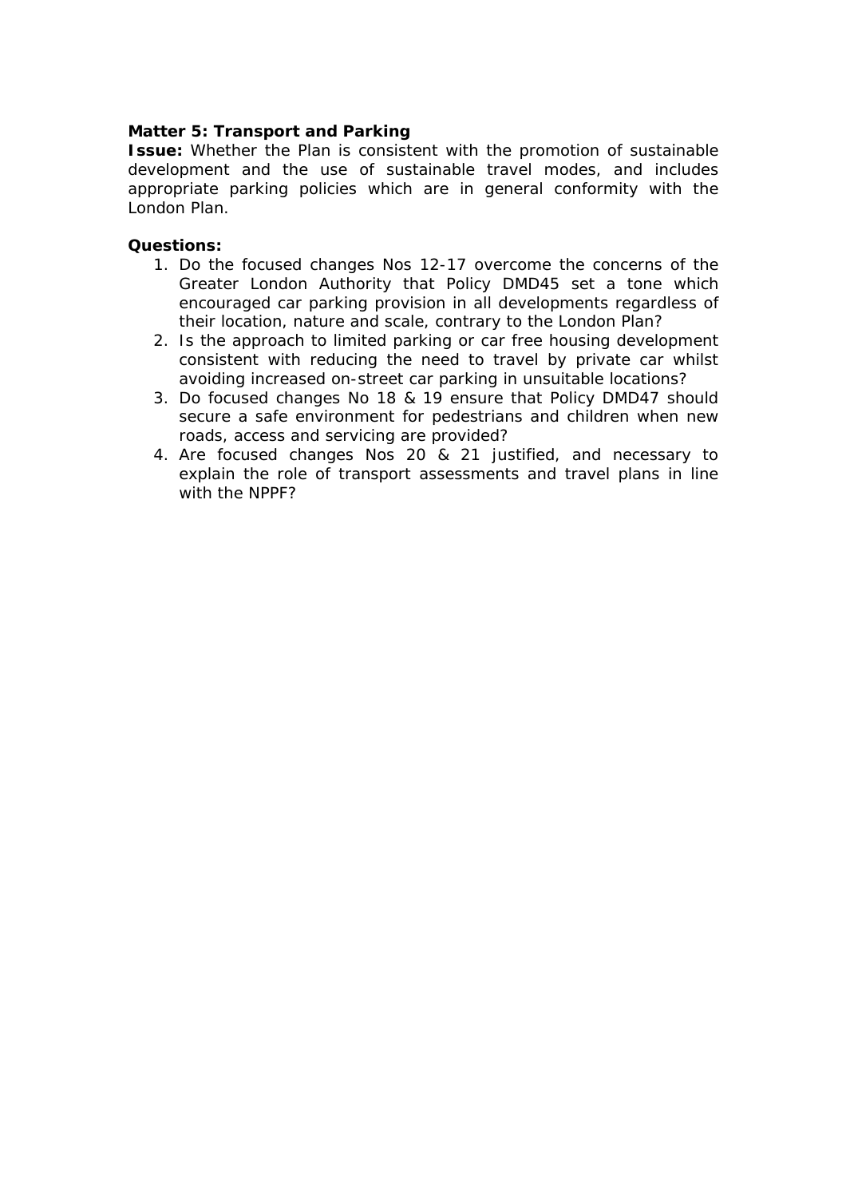**Matter 5: Transport and Parking**

**Issue:** Whether the Plan is consistent with the promotion of sustainable development and the use of sustainable travel modes, and includes appropriate parking policies which are in general conformity with the London Plan.

**Questions:**

1. Do the focused changes Nos 12-17 overcome the concerns of the Greater London Authority that Policy DMD45 set a tone which encouraged car parking provision in all developments regardless of their location, nature and scale, contrary to the London Plan?
2. Is the approach to limited parking or car free housing development consistent with reducing the need to travel by private car whilst avoiding increased on-street car parking in unsuitable locations?
3. Do focused changes No 18 & 19 ensure that Policy DMD47 should secure a safe environment for pedestrians and children when new roads, access and servicing are provided?
4. Are focused changes Nos 20 & 21 justified, and necessary to explain the role of transport assessments and travel plans in line with the NPPF?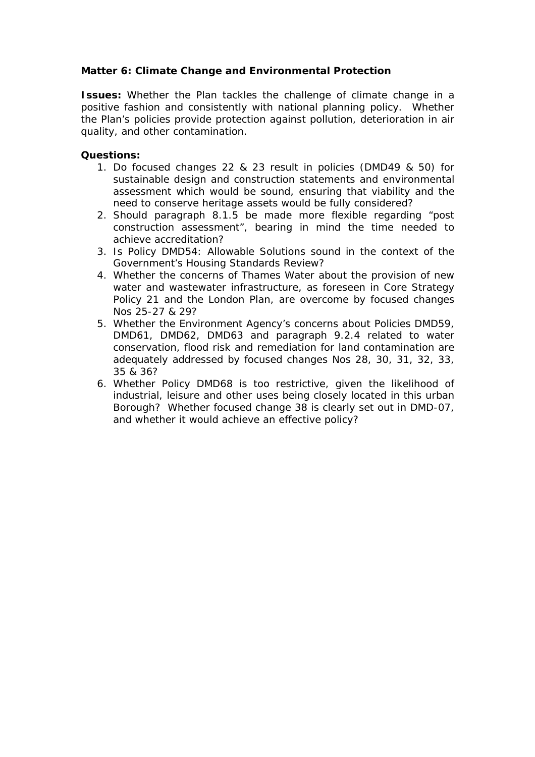**Matter 6: Climate Change and Environmental Protection**

**Issues:** Whether the Plan tackles the challenge of climate change in a positive fashion and consistently with national planning policy. Whether the Plan's policies provide protection against pollution, deterioration in air quality, and other contamination.

**Questions:**

1. Do focused changes 22 & 23 result in policies (DMD49 & 50) for sustainable design and construction statements and environmental assessment which would be sound, ensuring that viability and the need to conserve heritage assets would be fully considered?
2. Should paragraph 8.1.5 be made more flexible regarding "post construction assessment", bearing in mind the time needed to achieve accreditation?
3. Is Policy DMD54: Allowable Solutions sound in the context of the Government's Housing Standards Review?
4. Whether the concerns of Thames Water about the provision of new water and wastewater infrastructure, as foreseen in Core Strategy Policy 21 and the London Plan, are overcome by focused changes Nos 25-27 & 29?
5. Whether the Environment Agency's concerns about Policies DMD59, DMD61, DMD62, DMD63 and paragraph 9.2.4 related to water conservation, flood risk and remediation for land contamination are adequately addressed by focused changes Nos 28, 30, 31, 32, 33, 35 & 36?
6. Whether Policy DMD68 is too restrictive, given the likelihood of industrial, leisure and other uses being closely located in this urban Borough? Whether focused change 38 is clearly set out in DMD-07, and whether it would achieve an effective policy?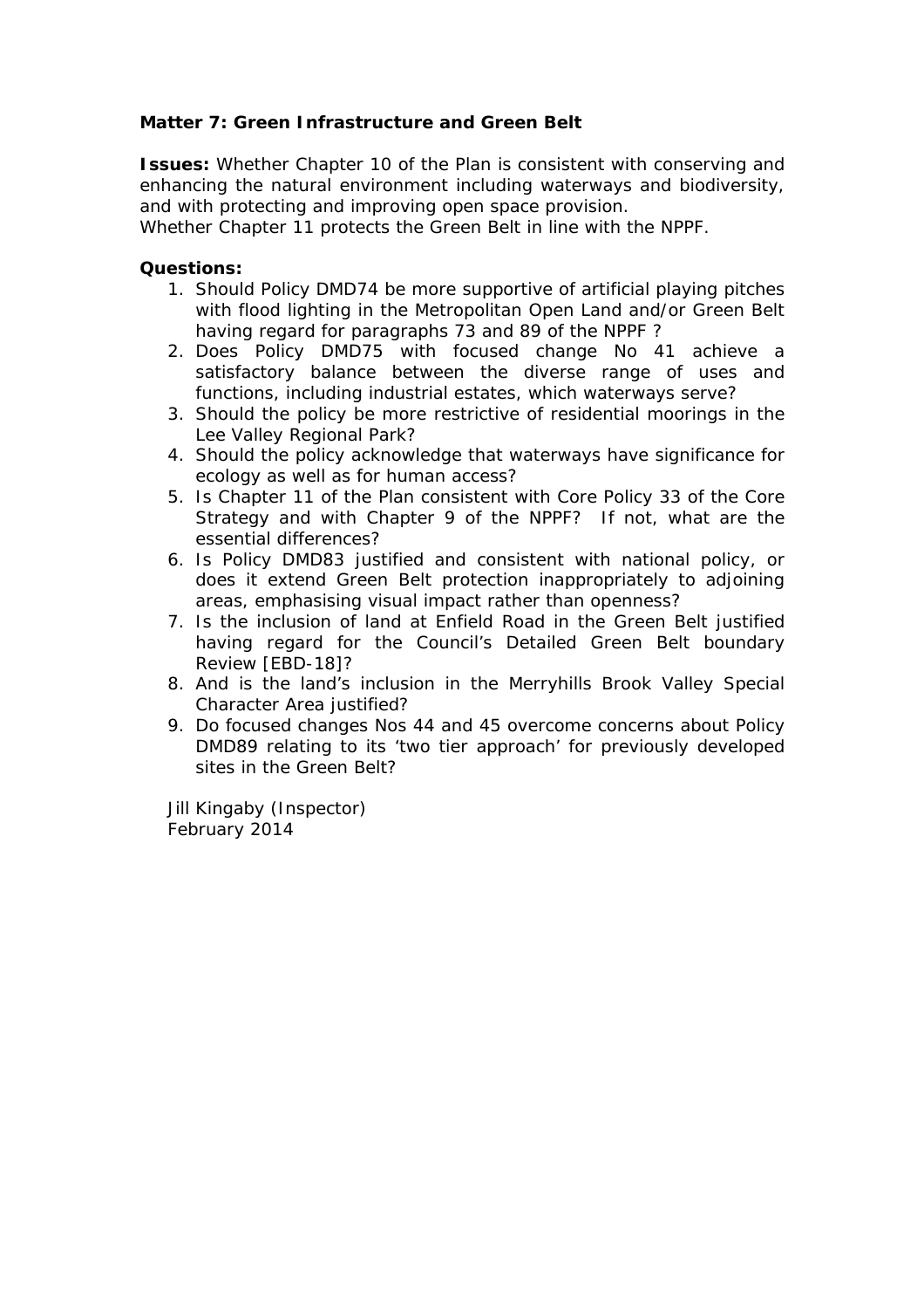**Matter 7: Green Infrastructure and Green Belt**

**Issues:** Whether Chapter 10 of the Plan is consistent with conserving and enhancing the natural environment including waterways and biodiversity, and with protecting and improving open space provision.
Whether Chapter 11 protects the Green Belt in line with the NPPF.

**Questions:**

1. Should Policy DMD74 be more supportive of artificial playing pitches with flood lighting in the Metropolitan Open Land and/or Green Belt having regard for paragraphs 73 and 89 of the NPPF ?
2. Does Policy DMD75 with focused change No 41 achieve a satisfactory balance between the diverse range of uses and functions, including industrial estates, which waterways serve?
3. Should the policy be more restrictive of residential moorings in the Lee Valley Regional Park?
4. Should the policy acknowledge that waterways have significance for ecology as well as for human access?
5. Is Chapter 11 of the Plan consistent with Core Policy 33 of the Core Strategy and with Chapter 9 of the NPPF? If not, what are the essential differences?
6. Is Policy DMD83 justified and consistent with national policy, or does it extend Green Belt protection inappropriately to adjoining areas, emphasising visual impact rather than openness?
7. Is the inclusion of land at Enfield Road in the Green Belt justified having regard for the Council's Detailed Green Belt boundary Review [EBD-18]?
8. And is the land's inclusion in the Merryhills Brook Valley Special Character Area justified?
9. Do focused changes Nos 44 and 45 overcome concerns about Policy DMD89 relating to its 'two tier approach' for previously developed sites in the Green Belt?

Jill Kingaby (Inspector)
February 2014